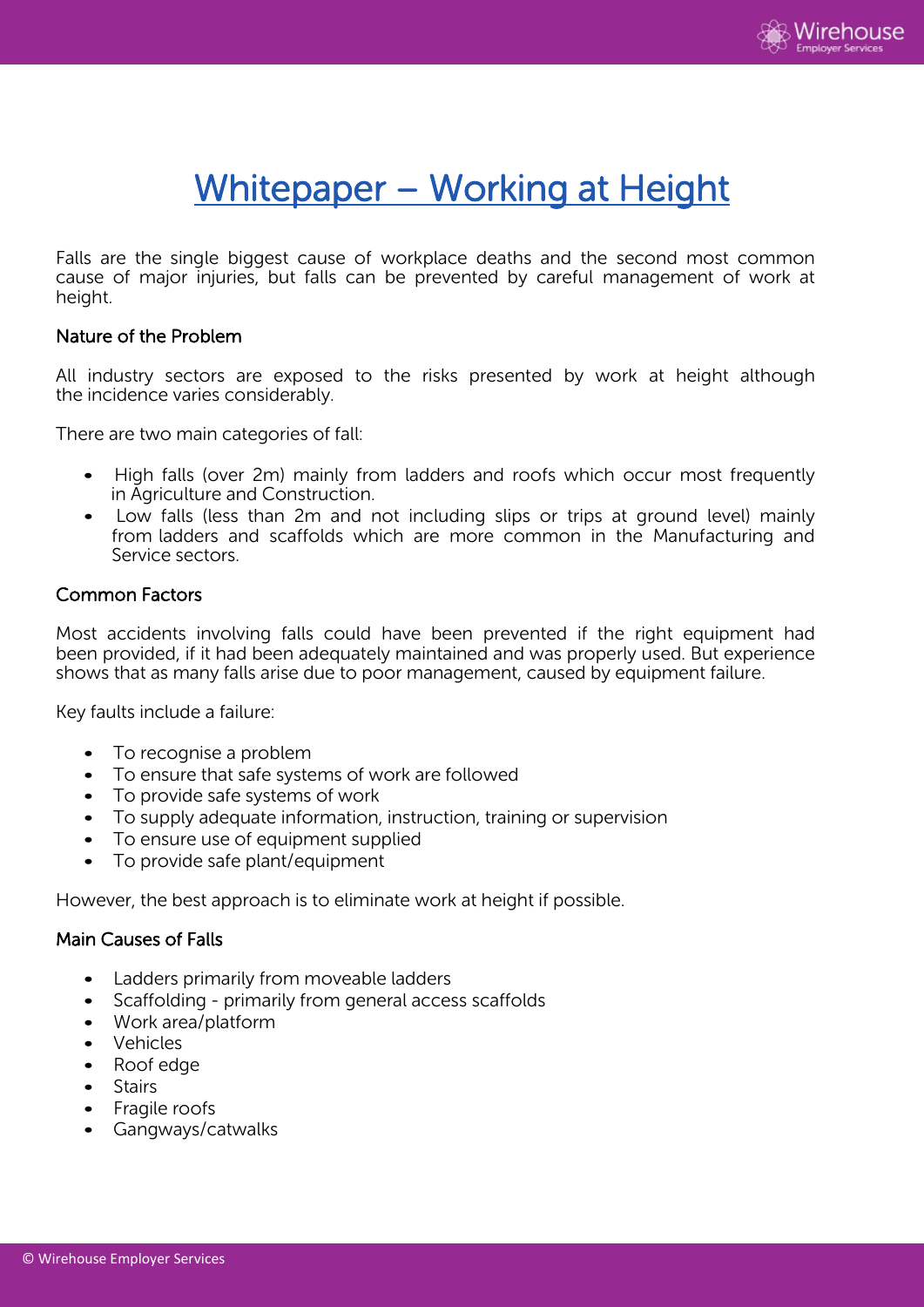# Whitepaper – Working at Height

Falls are the single biggest cause of workplace deaths and the second most common cause of major injuries, but falls can be prevented by careful management of work at height.

## Nature of the Problem

All industry sectors are exposed to the risks presented by work at height although the incidence varies considerably.

There are two main categories of fall:

- High falls (over 2m) mainly from ladders and roofs which occur most frequently in Agriculture and Construction.
- Low falls (less than 2m and not including slips or trips at ground level) mainly from ladders and scaffolds which are more common in the Manufacturing and Service sectors.

## Common Factors

Most accidents involving falls could have been prevented if the right equipment had been provided, if it had been adequately maintained and was properly used. But experience shows that as many falls arise due to poor management, caused by equipment failure.

Key faults include a failure:

- To recognise a problem
- To ensure that safe systems of work are followed
- To provide safe systems of work
- To supply adequate information, instruction, training or supervision
- To ensure use of equipment supplied
- To provide safe plant/equipment

However, the best approach is to eliminate work at height if possible.

## Main Causes of Falls

- Ladders primarily from moveable ladders
- Scaffolding - primarily from general access scaffolds
- Work area/platform
- Vehicles
- Roof edge
- Stairs
- Fragile roofs
- Gangways/catwalks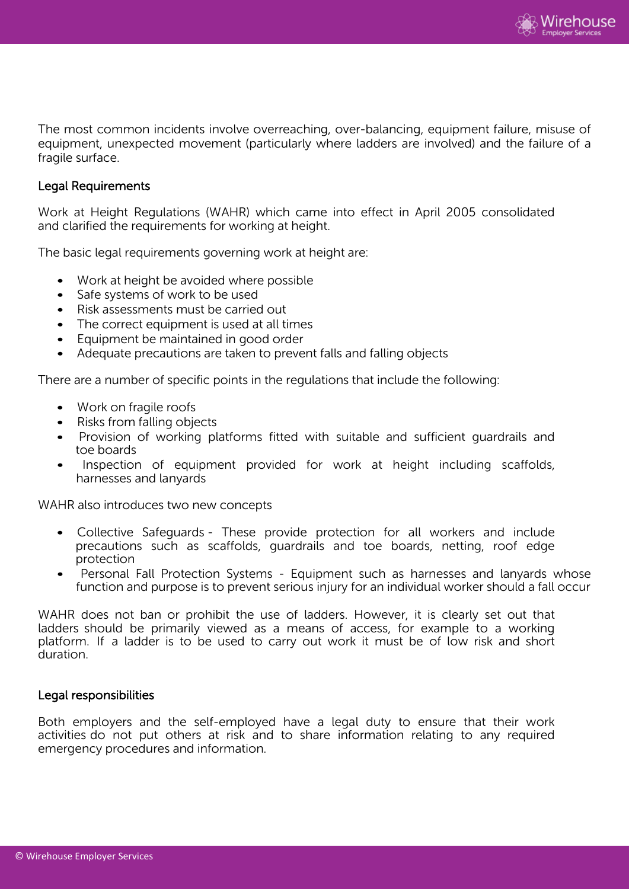The most common incidents involve overreaching, over-balancing, equipment failure, misuse of equipment, unexpected movement (particularly where ladders are involved) and the failure of a fragile surface.

## Legal Requirements

Work at Height Regulations (WAHR) which came into effect in April 2005 consolidated and clarified the requirements for working at height.

The basic legal requirements governing work at height are:

- Work at height be avoided where possible
- Safe systems of work to be used
- Risk assessments must be carried out
- The correct equipment is used at all times
- Equipment be maintained in good order
- Adequate precautions are taken to prevent falls and falling objects

There are a number of specific points in the regulations that include the following:

- Work on fragile roofs
- Risks from falling objects
- Provision of working platforms fitted with suitable and sufficient guardrails and toe boards
- Inspection of equipment provided for work at height including scaffolds, harnesses and lanyards

WAHR also introduces two new concepts

- Collective Safeguards - These provide protection for all workers and include precautions such as scaffolds, guardrails and toe boards, netting, roof edge protection
- Personal Fall Protection Systems - Equipment such as harnesses and lanyards whose function and purpose is to prevent serious injury for an individual worker should a fall occur

WAHR does not ban or prohibit the use of ladders. However, it is clearly set out that ladders should be primarily viewed as a means of access, for example to a working platform. If a ladder is to be used to carry out work it must be of low risk and short duration.

## Legal responsibilities

Both employers and the self-employed have a legal duty to ensure that their work activities do not put others at risk and to share information relating to any required emergency procedures and information.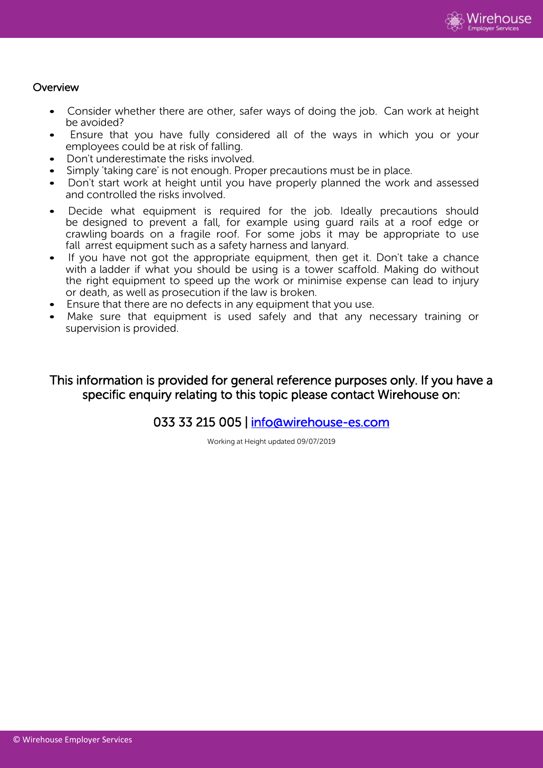## Overview

- Consider whether there are other, safer ways of doing the job. Can work at height be avoided?
- Ensure that you have fully considered all of the ways in which you or your employees could be at risk of falling.
- Don't underestimate the risks involved.
- Simply 'taking care' is not enough. Proper precautions must be in place.
- Don't start work at height until you have properly planned the work and assessed and controlled the risks involved.
- Decide what equipment is required for the job. Ideally precautions should be designed to prevent a fall, for example using guard rails at a roof edge or crawling boards on a fragile roof. For some jobs it may be appropriate to use fall arrest equipment such as a safety harness and lanyard.
- If you have not got the appropriate equipment, then get it. Don't take a chance with a ladder if what you should be using is a tower scaffold. Making do without the right equipment to speed up the work or minimise expense can lead to injury or death, as well as prosecution if the law is broken.
- Ensure that there are no defects in any equipment that you use.
- Make sure that equipment is used safely and that any necessary training or supervision is provided.

This information is provided for general reference purposes only. If you have a specific enquiry relating to this topic please contact Wirehouse on:

033 33 215 005 | info@wirehouse-es.com

Working at Height updated 09/07/2019